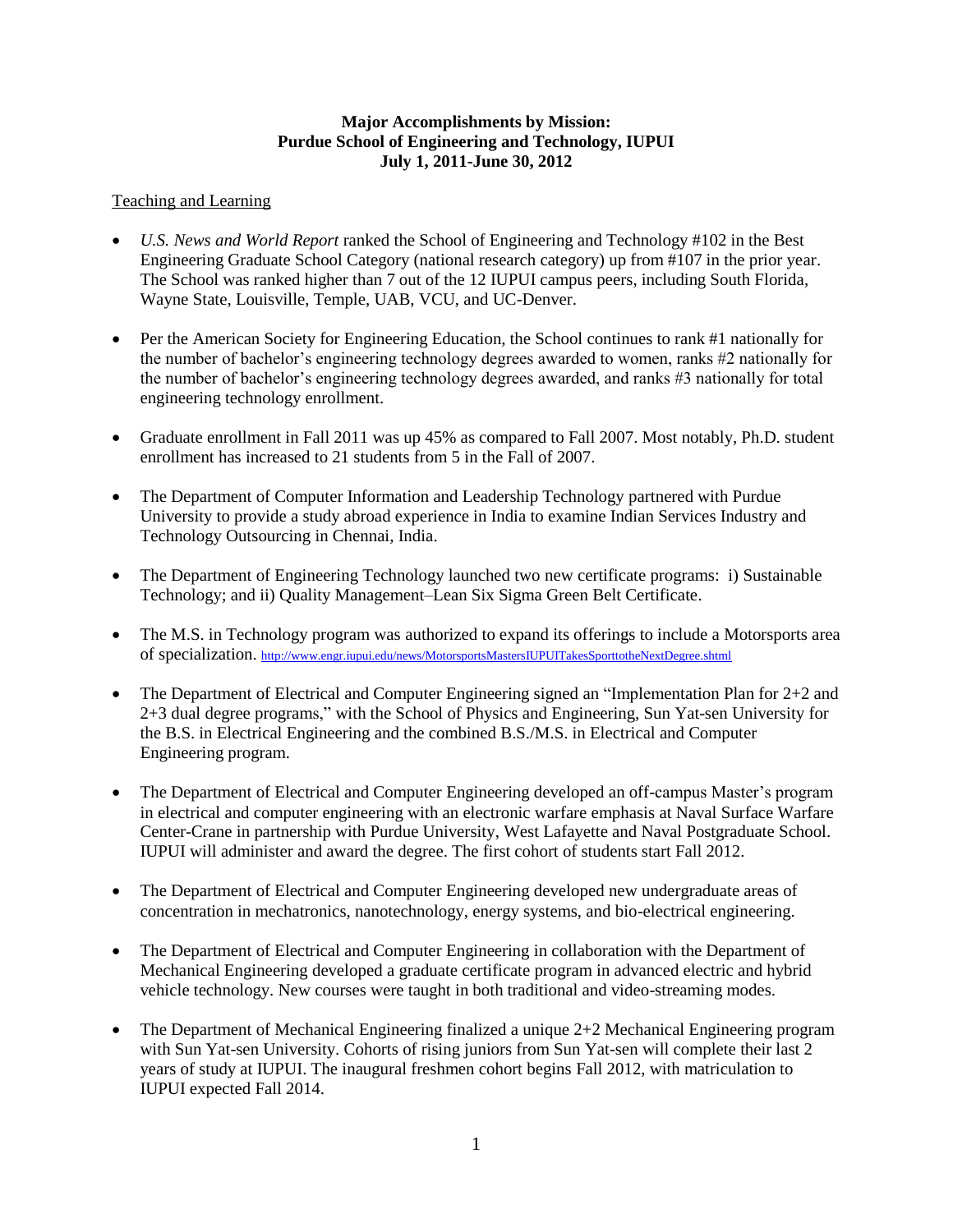# Major Accomplishments by Mission: Purdue School of Engineering and Technology, IUPUI
## July 1, 2011-June 30, 2012

Teaching and Learning

- *U.S. News and World Report* ranked the School of Engineering and Technology #102 in the Best Engineering Graduate School Category (national research category) up from #107 in the prior year. The School was ranked higher than 7 out of the 12 IUPUI campus peers, including South Florida, Wayne State, Louisville, Temple, UAB, VCU, and UC-Denver.

- Per the American Society for Engineering Education, the School continues to rank #1 nationally for the number of bachelor's engineering technology degrees awarded to women, ranks #2 nationally for the number of bachelor's engineering technology degrees awarded, and ranks #3 nationally for total engineering technology enrollment.

- Graduate enrollment in Fall 2011 was up 45% as compared to Fall 2007. Most notably, Ph.D. student enrollment has increased to 21 students from 5 in the Fall of 2007.

- The Department of Computer Information and Leadership Technology partnered with Purdue University to provide a study abroad experience in India to examine Indian Services Industry and Technology Outsourcing in Chennai, India.

- The Department of Engineering Technology launched two new certificate programs: i) Sustainable Technology; and ii) Quality Management–Lean Six Sigma Green Belt Certificate.

- The M.S. in Technology program was authorized to expand its offerings to include a Motorsports area of specialization. http://www.engr.iupui.edu/news/MotorsportsMastersIUPUITakesSporttotheNextDegree.shtml

- The Department of Electrical and Computer Engineering signed an "Implementation Plan for 2+2 and 2+3 dual degree programs," with the School of Physics and Engineering, Sun Yat-sen University for the B.S. in Electrical Engineering and the combined B.S./M.S. in Electrical and Computer Engineering program.

- The Department of Electrical and Computer Engineering developed an off-campus Master's program in electrical and computer engineering with an electronic warfare emphasis at Naval Surface Warfare Center-Crane in partnership with Purdue University, West Lafayette and Naval Postgraduate School. IUPUI will administer and award the degree. The first cohort of students start Fall 2012.

- The Department of Electrical and Computer Engineering developed new undergraduate areas of concentration in mechatronics, nanotechnology, energy systems, and bio-electrical engineering.

- The Department of Electrical and Computer Engineering in collaboration with the Department of Mechanical Engineering developed a graduate certificate program in advanced electric and hybrid vehicle technology. New courses were taught in both traditional and video-streaming modes.

- The Department of Mechanical Engineering finalized a unique 2+2 Mechanical Engineering program with Sun Yat-sen University. Cohorts of rising juniors from Sun Yat-sen will complete their last 2 years of study at IUPUI. The inaugural freshmen cohort begins Fall 2012, with matriculation to IUPUI expected Fall 2014.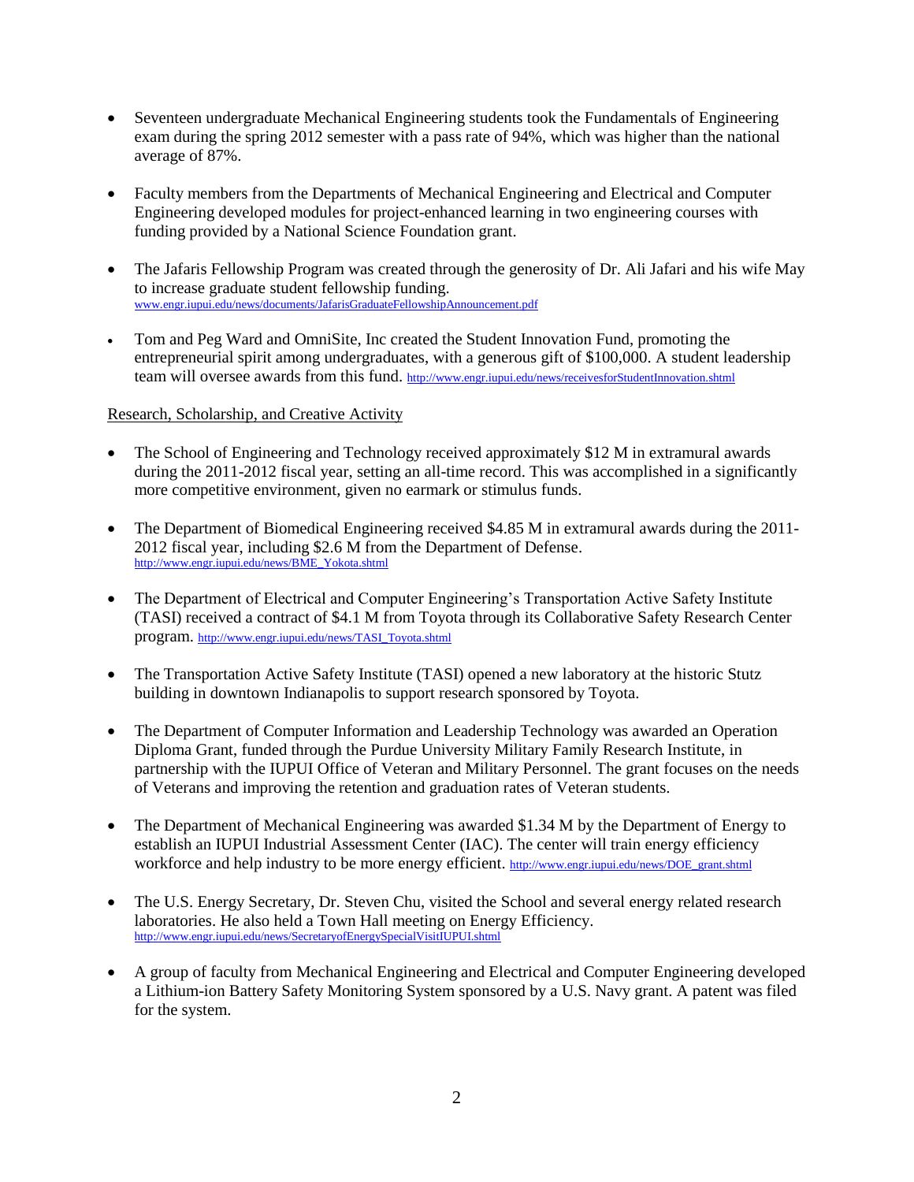- Seventeen undergraduate Mechanical Engineering students took the Fundamentals of Engineering exam during the spring 2012 semester with a pass rate of 94%, which was higher than the national average of 87%.

- Faculty members from the Departments of Mechanical Engineering and Electrical and Computer Engineering developed modules for project-enhanced learning in two engineering courses with funding provided by a National Science Foundation grant.

- The Jafaris Fellowship Program was created through the generosity of Dr. Ali Jafari and his wife May to increase graduate student fellowship funding. www.engr.iupui.edu/news/documents/JafarisGraduateFellowshipAnnouncement.pdf

- Tom and Peg Ward and OmniSite, Inc created the Student Innovation Fund, promoting the entrepreneurial spirit among undergraduates, with a generous gift of $100,000. A student leadership team will oversee awards from this fund. http://www.engr.iupui.edu/news/receivesforStudentInnovation.shtml

Research, Scholarship, and Creative Activity

- The School of Engineering and Technology received approximately $12 M in extramural awards during the 2011-2012 fiscal year, setting an all-time record. This was accomplished in a significantly more competitive environment, given no earmark or stimulus funds.

- The Department of Biomedical Engineering received $4.85 M in extramural awards during the 2011-2012 fiscal year, including $2.6 M from the Department of Defense. http://www.engr.iupui.edu/news/BME_Yokota.shtml

- The Department of Electrical and Computer Engineering's Transportation Active Safety Institute (TASI) received a contract of $4.1 M from Toyota through its Collaborative Safety Research Center program. http://www.engr.iupui.edu/news/TASI_Toyota.shtml

- The Transportation Active Safety Institute (TASI) opened a new laboratory at the historic Stutz building in downtown Indianapolis to support research sponsored by Toyota.

- The Department of Computer Information and Leadership Technology was awarded an Operation Diploma Grant, funded through the Purdue University Military Family Research Institute, in partnership with the IUPUI Office of Veteran and Military Personnel. The grant focuses on the needs of Veterans and improving the retention and graduation rates of Veteran students.

- The Department of Mechanical Engineering was awarded $1.34 M by the Department of Energy to establish an IUPUI Industrial Assessment Center (IAC). The center will train energy efficiency workforce and help industry to be more energy efficient. http://www.engr.iupui.edu/news/DOE_grant.shtml

- The U.S. Energy Secretary, Dr. Steven Chu, visited the School and several energy related research laboratories. He also held a Town Hall meeting on Energy Efficiency. http://www.engr.iupui.edu/news/SecretaryofEnergySpecialVisitIUPUI.shtml

- A group of faculty from Mechanical Engineering and Electrical and Computer Engineering developed a Lithium-ion Battery Safety Monitoring System sponsored by a U.S. Navy grant. A patent was filed for the system.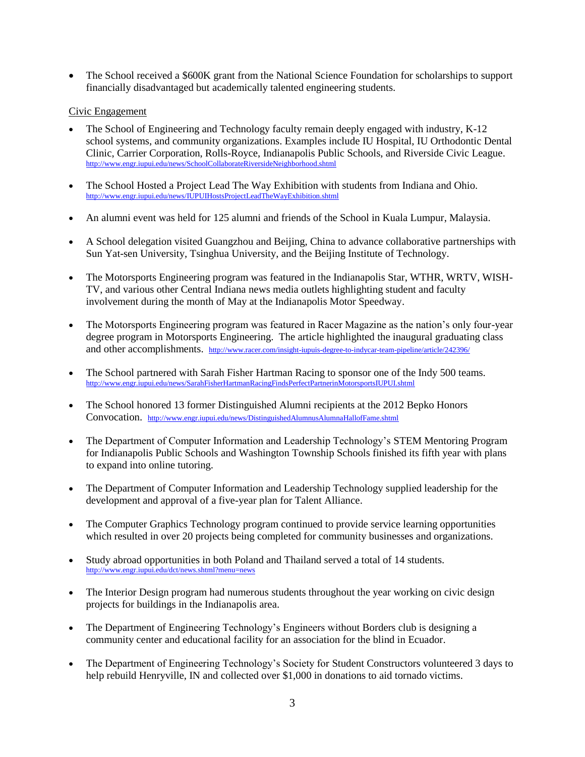- The School received a $600K grant from the National Science Foundation for scholarships to support financially disadvantaged but academically talented engineering students.

<u>Civic Engagement</u>

- The School of Engineering and Technology faculty remain deeply engaged with industry, K-12 school systems, and community organizations. Examples include IU Hospital, IU Orthodontic Dental Clinic, Carrier Corporation, Rolls-Royce, Indianapolis Public Schools, and Riverside Civic League. http://www.engr.iupui.edu/news/SchoolCollaborateRiversideNeighborhood.shtml

- The School Hosted a Project Lead The Way Exhibition with students from Indiana and Ohio. http://www.engr.iupui.edu/news/IUPUIHostsProjectLeadTheWayExhibition.shtml

- An alumni event was held for 125 alumni and friends of the School in Kuala Lumpur, Malaysia.

- A School delegation visited Guangzhou and Beijing, China to advance collaborative partnerships with Sun Yat-sen University, Tsinghua University, and the Beijing Institute of Technology.

- The Motorsports Engineering program was featured in the Indianapolis Star, WTHR, WRTV, WISH-TV, and various other Central Indiana news media outlets highlighting student and faculty involvement during the month of May at the Indianapolis Motor Speedway.

- The Motorsports Engineering program was featured in Racer Magazine as the nation's only four-year degree program in Motorsports Engineering. The article highlighted the inaugural graduating class and other accomplishments. http://www.racer.com/insight-iupuis-degree-to-indycar-team-pipeline/article/242396/

- The School partnered with Sarah Fisher Hartman Racing to sponsor one of the Indy 500 teams. http://www.engr.iupui.edu/news/SarahFisherHartmanRacingFindsPerfectPartnerinMotorsportsIUPUI.shtml

- The School honored 13 former Distinguished Alumni recipients at the 2012 Bepko Honors Convocation. http://www.engr.iupui.edu/news/DistinguishedAlumnusAlumnaHallofFame.shtml

- The Department of Computer Information and Leadership Technology's STEM Mentoring Program for Indianapolis Public Schools and Washington Township Schools finished its fifth year with plans to expand into online tutoring.

- The Department of Computer Information and Leadership Technology supplied leadership for the development and approval of a five-year plan for Talent Alliance.

- The Computer Graphics Technology program continued to provide service learning opportunities which resulted in over 20 projects being completed for community businesses and organizations.

- Study abroad opportunities in both Poland and Thailand served a total of 14 students. http://www.engr.iupui.edu/dct/news.shtml?menu=news

- The Interior Design program had numerous students throughout the year working on civic design projects for buildings in the Indianapolis area.

- The Department of Engineering Technology's Engineers without Borders club is designing a community center and educational facility for an association for the blind in Ecuador.

- The Department of Engineering Technology's Society for Student Constructors volunteered 3 days to help rebuild Henryville, IN and collected over $1,000 in donations to aid tornado victims.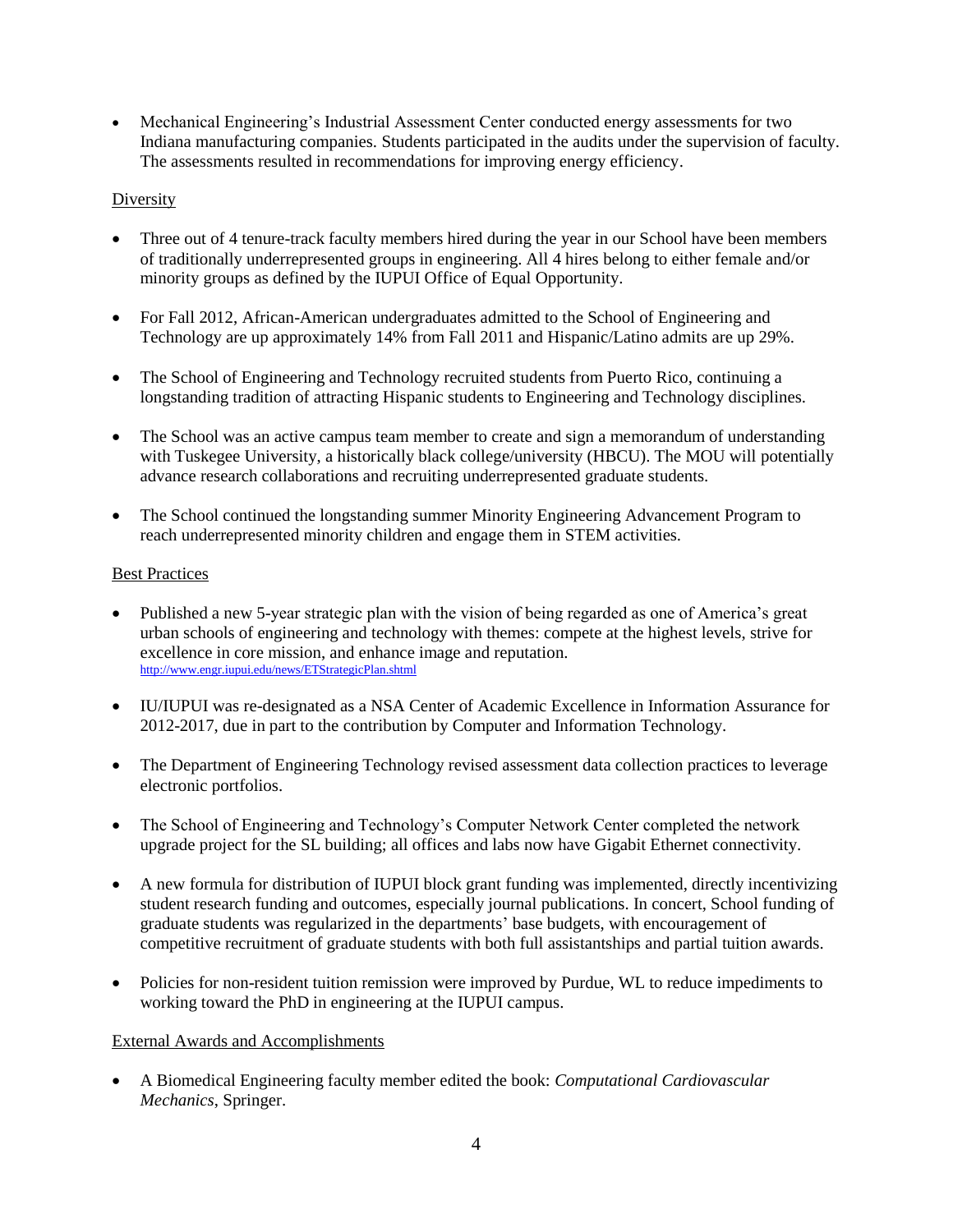- Mechanical Engineering's Industrial Assessment Center conducted energy assessments for two Indiana manufacturing companies. Students participated in the audits under the supervision of faculty. The assessments resulted in recommendations for improving energy efficiency.

Diversity

- Three out of 4 tenure-track faculty members hired during the year in our School have been members of traditionally underrepresented groups in engineering. All 4 hires belong to either female and/or minority groups as defined by the IUPUI Office of Equal Opportunity.

- For Fall 2012, African-American undergraduates admitted to the School of Engineering and Technology are up approximately 14% from Fall 2011 and Hispanic/Latino admits are up 29%.

- The School of Engineering and Technology recruited students from Puerto Rico, continuing a longstanding tradition of attracting Hispanic students to Engineering and Technology disciplines.

- The School was an active campus team member to create and sign a memorandum of understanding with Tuskegee University, a historically black college/university (HBCU). The MOU will potentially advance research collaborations and recruiting underrepresented graduate students.

- The School continued the longstanding summer Minority Engineering Advancement Program to reach underrepresented minority children and engage them in STEM activities.

Best Practices

- Published a new 5-year strategic plan with the vision of being regarded as one of America's great urban schools of engineering and technology with themes: compete at the highest levels, strive for excellence in core mission, and enhance image and reputation. http://www.engr.iupui.edu/news/ETStrategicPlan.shtml

- IU/IUPUI was re-designated as a NSA Center of Academic Excellence in Information Assurance for 2012-2017, due in part to the contribution by Computer and Information Technology.

- The Department of Engineering Technology revised assessment data collection practices to leverage electronic portfolios.

- The School of Engineering and Technology's Computer Network Center completed the network upgrade project for the SL building; all offices and labs now have Gigabit Ethernet connectivity.

- A new formula for distribution of IUPUI block grant funding was implemented, directly incentivizing student research funding and outcomes, especially journal publications. In concert, School funding of graduate students was regularized in the departments' base budgets, with encouragement of competitive recruitment of graduate students with both full assistantships and partial tuition awards.

- Policies for non-resident tuition remission were improved by Purdue, WL to reduce impediments to working toward the PhD in engineering at the IUPUI campus.

External Awards and Accomplishments

- A Biomedical Engineering faculty member edited the book: *Computational Cardiovascular Mechanics*, Springer.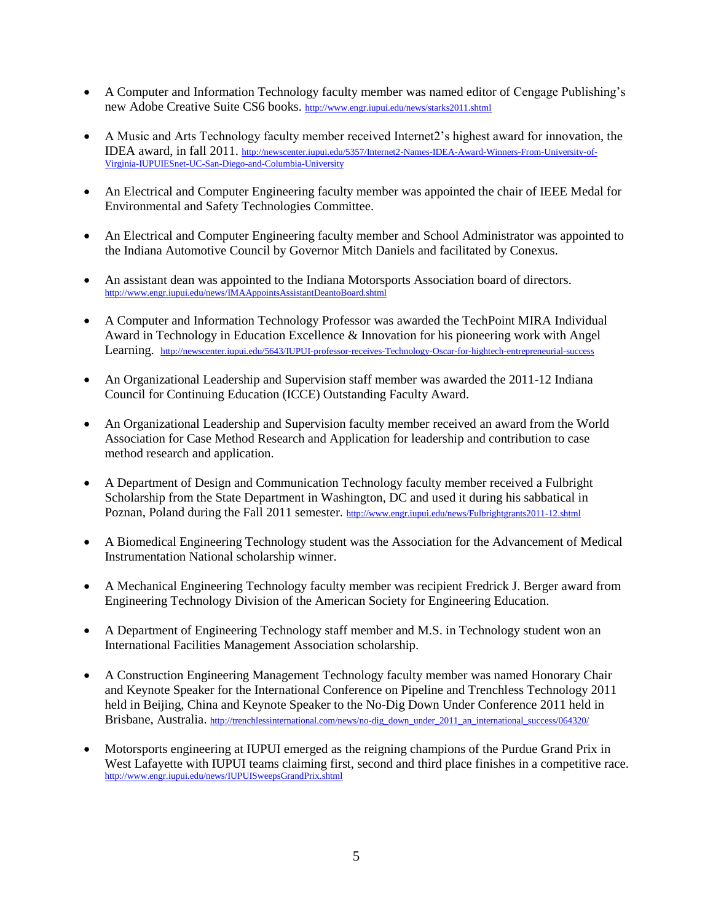- A Computer and Information Technology faculty member was named editor of Cengage Publishing's new Adobe Creative Suite CS6 books. http://www.engr.iupui.edu/news/starks2011.shtml

- A Music and Arts Technology faculty member received Internet2's highest award for innovation, the IDEA award, in fall 2011. http://newscenter.iupui.edu/5357/Internet2-Names-IDEA-Award-Winners-From-University-of-Virginia-IUPUIESnet-UC-San-Diego-and-Columbia-University

- An Electrical and Computer Engineering faculty member was appointed the chair of IEEE Medal for Environmental and Safety Technologies Committee.

- An Electrical and Computer Engineering faculty member and School Administrator was appointed to the Indiana Automotive Council by Governor Mitch Daniels and facilitated by Conexus.

- An assistant dean was appointed to the Indiana Motorsports Association board of directors. http://www.engr.iupui.edu/news/IMAAppointsAssistantDeantoBoard.shtml

- A Computer and Information Technology Professor was awarded the TechPoint MIRA Individual Award in Technology in Education Excellence & Innovation for his pioneering work with Angel Learning. http://newscenter.iupui.edu/5643/IUPUI-professor-receives-Technology-Oscar-for-hightech-entrepreneurial-success

- An Organizational Leadership and Supervision staff member was awarded the 2011-12 Indiana Council for Continuing Education (ICCE) Outstanding Faculty Award.

- An Organizational Leadership and Supervision faculty member received an award from the World Association for Case Method Research and Application for leadership and contribution to case method research and application.

- A Department of Design and Communication Technology faculty member received a Fulbright Scholarship from the State Department in Washington, DC and used it during his sabbatical in Poznan, Poland during the Fall 2011 semester. http://www.engr.iupui.edu/news/Fulbrightgrants2011-12.shtml

- A Biomedical Engineering Technology student was the Association for the Advancement of Medical Instrumentation National scholarship winner.

- A Mechanical Engineering Technology faculty member was recipient Fredrick J. Berger award from Engineering Technology Division of the American Society for Engineering Education.

- A Department of Engineering Technology staff member and M.S. in Technology student won an International Facilities Management Association scholarship.

- A Construction Engineering Management Technology faculty member was named Honorary Chair and Keynote Speaker for the International Conference on Pipeline and Trenchless Technology 2011 held in Beijing, China and Keynote Speaker to the No-Dig Down Under Conference 2011 held in Brisbane, Australia. http://trenchlessinternational.com/news/no-dig_down_under_2011_an_international_success/064320/

- Motorsports engineering at IUPUI emerged as the reigning champions of the Purdue Grand Prix in West Lafayette with IUPUI teams claiming first, second and third place finishes in a competitive race. http://www.engr.iupui.edu/news/IUPUISweepsGrandPrix.shtml